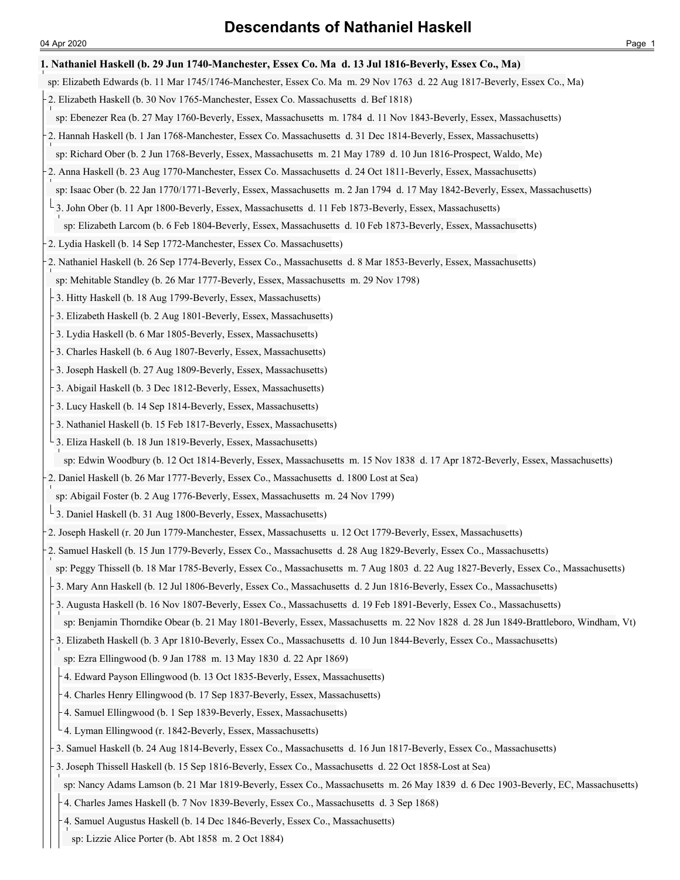# Descendants of Nathaniel Haskell

**1. Nathaniel Haskell (b. 29 Jun 1740-Manchester, Essex Co. Ma  d. 13 Jul 1816-Beverly, Essex Co., Ma)**

sp: Elizabeth Edwards (b. 11 Mar 1745/1746-Manchester, Essex Co. Ma  m. 29 Nov 1763  d. 22 Aug 1817-Beverly, Essex Co., Ma)

- 2. Elizabeth Haskell (b. 30 Nov 1765-Manchester, Essex Co. Massachusetts  d. Bef 1818)
  - sp: Ebenezer Rea (b. 27 May 1760-Beverly, Essex, Massachusetts  m. 1784  d. 11 Nov 1843-Beverly, Essex, Massachusetts)
- 2. Hannah Haskell (b. 1 Jan 1768-Manchester, Essex Co. Massachusetts  d. 31 Dec 1814-Beverly, Essex, Massachusetts)
  - sp: Richard Ober (b. 2 Jun 1768-Beverly, Essex, Massachusetts  m. 21 May 1789  d. 10 Jun 1816-Prospect, Waldo, Me)
- 2. Anna Haskell (b. 23 Aug 1770-Manchester, Essex Co. Massachusetts  d. 24 Oct 1811-Beverly, Essex, Massachusetts)
  - sp: Isaac Ober (b. 22 Jan 1770/1771-Beverly, Essex, Massachusetts  m. 2 Jan 1794  d. 17 May 1842-Beverly, Essex, Massachusetts)
  - 3. John Ober (b. 11 Apr 1800-Beverly, Essex, Massachusetts  d. 11 Feb 1873-Beverly, Essex, Massachusetts)
    - sp: Elizabeth Larcom (b. 6 Feb 1804-Beverly, Essex, Massachusetts  d. 10 Feb 1873-Beverly, Essex, Massachusetts)
- 2. Lydia Haskell (b. 14 Sep 1772-Manchester, Essex Co. Massachusetts)
- 2. Nathaniel Haskell (b. 26 Sep 1774-Beverly, Essex Co., Massachusetts  d. 8 Mar 1853-Beverly, Essex, Massachusetts)
  - sp: Mehitable Standley (b. 26 Mar 1777-Beverly, Essex, Massachusetts  m. 29 Nov 1798)
  - 3. Hitty Haskell (b. 18 Aug 1799-Beverly, Essex, Massachusetts)
  - 3. Elizabeth Haskell (b. 2 Aug 1801-Beverly, Essex, Massachusetts)
  - 3. Lydia Haskell (b. 6 Mar 1805-Beverly, Essex, Massachusetts)
  - 3. Charles Haskell (b. 6 Aug 1807-Beverly, Essex, Massachusetts)
  - 3. Joseph Haskell (b. 27 Aug 1809-Beverly, Essex, Massachusetts)
  - 3. Abigail Haskell (b. 3 Dec 1812-Beverly, Essex, Massachusetts)
  - 3. Lucy Haskell (b. 14 Sep 1814-Beverly, Essex, Massachusetts)
  - 3. Nathaniel Haskell (b. 15 Feb 1817-Beverly, Essex, Massachusetts)
  - 3. Eliza Haskell (b. 18 Jun 1819-Beverly, Essex, Massachusetts)
    - sp: Edwin Woodbury (b. 12 Oct 1814-Beverly, Essex, Massachusetts  m. 15 Nov 1838  d. 17 Apr 1872-Beverly, Essex, Massachusetts)
- 2. Daniel Haskell (b. 26 Mar 1777-Beverly, Essex Co., Massachusetts  d. 1800 Lost at Sea)
  - sp: Abigail Foster (b. 2 Aug 1776-Beverly, Essex, Massachusetts  m. 24 Nov 1799)
  - 3. Daniel Haskell (b. 31 Aug 1800-Beverly, Essex, Massachusetts)
- 2. Joseph Haskell (r. 20 Jun 1779-Manchester, Essex, Massachusetts  u. 12 Oct 1779-Beverly, Essex, Massachusetts)
- 2. Samuel Haskell (b. 15 Jun 1779-Beverly, Essex Co., Massachusetts  d. 28 Aug 1829-Beverly, Essex Co., Massachusetts)
  - sp: Peggy Thissell (b. 18 Mar 1785-Beverly, Essex Co., Massachusetts  m. 7 Aug 1803  d. 22 Aug 1827-Beverly, Essex Co., Massachusetts)
  - 3. Mary Ann Haskell (b. 12 Jul 1806-Beverly, Essex Co., Massachusetts  d. 2 Jun 1816-Beverly, Essex Co., Massachusetts)
  - 3. Augusta Haskell (b. 16 Nov 1807-Beverly, Essex Co., Massachusetts  d. 19 Feb 1891-Beverly, Essex Co., Massachusetts)
    - sp: Benjamin Thorndike Obear (b. 21 May 1801-Beverly, Essex, Massachusetts  m. 22 Nov 1828  d. 28 Jun 1849-Brattleboro, Windham, Vt)
  - 3. Elizabeth Haskell (b. 3 Apr 1810-Beverly, Essex Co., Massachusetts  d. 10 Jun 1844-Beverly, Essex Co., Massachusetts)
    - sp: Ezra Ellingwood (b. 9 Jan 1788  m. 13 May 1830  d. 22 Apr 1869)
    - 4. Edward Payson Ellingwood (b. 13 Oct 1835-Beverly, Essex, Massachusetts)
    - 4. Charles Henry Ellingwood (b. 17 Sep 1837-Beverly, Essex, Massachusetts)
    - 4. Samuel Ellingwood (b. 1 Sep 1839-Beverly, Essex, Massachusetts)
    - 4. Lyman Ellingwood (r. 1842-Beverly, Essex, Massachusetts)
  - 3. Samuel Haskell (b. 24 Aug 1814-Beverly, Essex Co., Massachusetts  d. 16 Jun 1817-Beverly, Essex Co., Massachusetts)
  - 3. Joseph Thissell Haskell (b. 15 Sep 1816-Beverly, Essex Co., Massachusetts  d. 22 Oct 1858-Lost at Sea)
    - sp: Nancy Adams Lamson (b. 21 Mar 1819-Beverly, Essex Co., Massachusetts  m. 26 May 1839  d. 6 Dec 1903-Beverly, EC, Massachusetts)
    - 4. Charles James Haskell (b. 7 Nov 1839-Beverly, Essex Co., Massachusetts  d. 3 Sep 1868)
    - 4. Samuel Augustus Haskell (b. 14 Dec 1846-Beverly, Essex Co., Massachusetts)
      - sp: Lizzie Alice Porter (b. Abt 1858  m. 2 Oct 1884)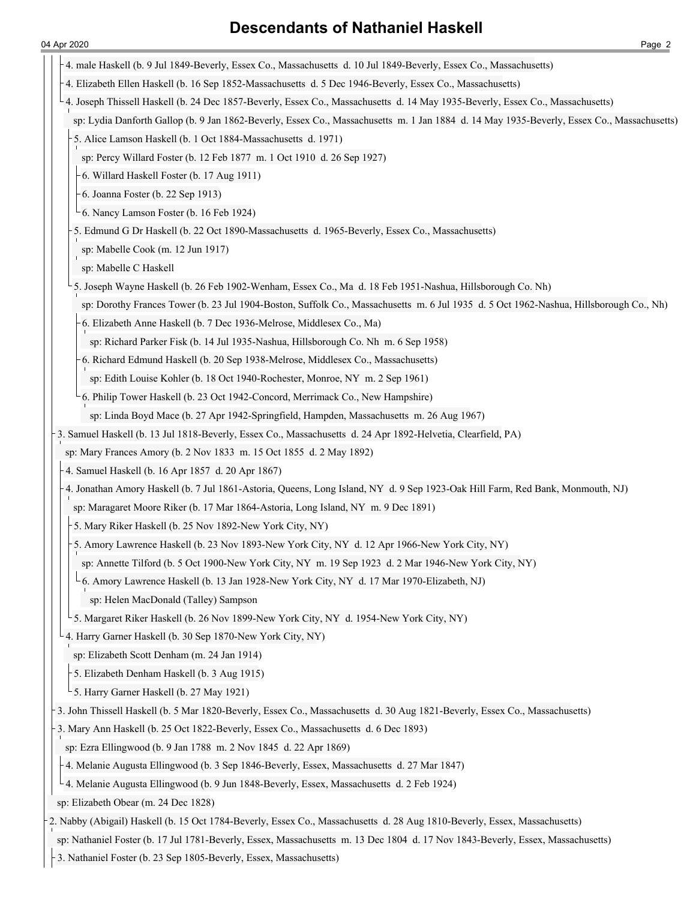# Descendants of Nathaniel Haskell

- 4. male Haskell (b. 9 Jul 1849-Beverly, Essex Co., Massachusetts d. 10 Jul 1849-Beverly, Essex Co., Massachusetts)
- 4. Elizabeth Ellen Haskell (b. 16 Sep 1852-Massachusetts d. 5 Dec 1946-Beverly, Essex Co., Massachusetts)
- 4. Joseph Thissell Haskell (b. 24 Dec 1857-Beverly, Essex Co., Massachusetts d. 14 May 1935-Beverly, Essex Co., Massachusetts)
  - sp: Lydia Danforth Gallop (b. 9 Jan 1862-Beverly, Essex Co., Massachusetts m. 1 Jan 1884 d. 14 May 1935-Beverly, Essex Co., Massachusetts)
  - 5. Alice Lamson Haskell (b. 1 Oct 1884-Massachusetts d. 1971)
    - sp: Percy Willard Foster (b. 12 Feb 1877 m. 1 Oct 1910 d. 26 Sep 1927)
    - 6. Willard Haskell Foster (b. 17 Aug 1911)
    - 6. Joanna Foster (b. 22 Sep 1913)
    - 6. Nancy Lamson Foster (b. 16 Feb 1924)
  - 5. Edmund G Dr Haskell (b. 22 Oct 1890-Massachusetts d. 1965-Beverly, Essex Co., Massachusetts)
    - sp: Mabelle Cook (m. 12 Jun 1917)
    - sp: Mabelle C Haskell
  - 5. Joseph Wayne Haskell (b. 26 Feb 1902-Wenham, Essex Co., Ma d. 18 Feb 1951-Nashua, Hillsborough Co. Nh)
    - sp: Dorothy Frances Tower (b. 23 Jul 1904-Boston, Suffolk Co., Massachusetts m. 6 Jul 1935 d. 5 Oct 1962-Nashua, Hillsborough Co., Nh)
    - 6. Elizabeth Anne Haskell (b. 7 Dec 1936-Melrose, Middlesex Co., Ma)
      - sp: Richard Parker Fisk (b. 14 Jul 1935-Nashua, Hillsborough Co. Nh m. 6 Sep 1958)
    - 6. Richard Edmund Haskell (b. 20 Sep 1938-Melrose, Middlesex Co., Massachusetts)
      - sp: Edith Louise Kohler (b. 18 Oct 1940-Rochester, Monroe, NY m. 2 Sep 1961)
    - 6. Philip Tower Haskell (b. 23 Oct 1942-Concord, Merrimack Co., New Hampshire)
      - sp: Linda Boyd Mace (b. 27 Apr 1942-Springfield, Hampden, Massachusetts m. 26 Aug 1967)

- 3. Samuel Haskell (b. 13 Jul 1818-Beverly, Essex Co., Massachusetts d. 24 Apr 1892-Helvetia, Clearfield, PA)
  - sp: Mary Frances Amory (b. 2 Nov 1833 m. 15 Oct 1855 d. 2 May 1892)
  - 4. Samuel Haskell (b. 16 Apr 1857 d. 20 Apr 1867)
  - 4. Jonathan Amory Haskell (b. 7 Jul 1861-Astoria, Queens, Long Island, NY d. 9 Sep 1923-Oak Hill Farm, Red Bank, Monmouth, NJ)
    - sp: Maragaret Moore Riker (b. 17 Mar 1864-Astoria, Long Island, NY m. 9 Dec 1891)
    - 5. Mary Riker Haskell (b. 25 Nov 1892-New York City, NY)
    - 5. Amory Lawrence Haskell (b. 23 Nov 1893-New York City, NY d. 12 Apr 1966-New York City, NY)
      - sp: Annette Tilford (b. 5 Oct 1900-New York City, NY m. 19 Sep 1923 d. 2 Mar 1946-New York City, NY)
      - 6. Amory Lawrence Haskell (b. 13 Jan 1928-New York City, NY d. 17 Mar 1970-Elizabeth, NJ)
        - sp: Helen MacDonald (Talley) Sampson
    - 5. Margaret Riker Haskell (b. 26 Nov 1899-New York City, NY d. 1954-New York City, NY)
  - 4. Harry Garner Haskell (b. 30 Sep 1870-New York City, NY)
    - sp: Elizabeth Scott Denham (m. 24 Jan 1914)
    - 5. Elizabeth Denham Haskell (b. 3 Aug 1915)
    - 5. Harry Garner Haskell (b. 27 May 1921)
- 3. John Thissell Haskell (b. 5 Mar 1820-Beverly, Essex Co., Massachusetts d. 30 Aug 1821-Beverly, Essex Co., Massachusetts)
- 3. Mary Ann Haskell (b. 25 Oct 1822-Beverly, Essex Co., Massachusetts d. 6 Dec 1893)
  - sp: Ezra Ellingwood (b. 9 Jan 1788 m. 2 Nov 1845 d. 22 Apr 1869)
  - 4. Melanie Augusta Ellingwood (b. 3 Sep 1846-Beverly, Essex, Massachusetts d. 27 Mar 1847)
  - 4. Melanie Augusta Ellingwood (b. 9 Jun 1848-Beverly, Essex, Massachusetts d. 2 Feb 1924)
- sp: Elizabeth Obear (m. 24 Dec 1828)

- 2. Nabby (Abigail) Haskell (b. 15 Oct 1784-Beverly, Essex Co., Massachusetts d. 28 Aug 1810-Beverly, Essex, Massachusetts)
  - sp: Nathaniel Foster (b. 17 Jul 1781-Beverly, Essex, Massachusetts m. 13 Dec 1804 d. 17 Nov 1843-Beverly, Essex, Massachusetts)
  - 3. Nathaniel Foster (b. 23 Sep 1805-Beverly, Essex, Massachusetts)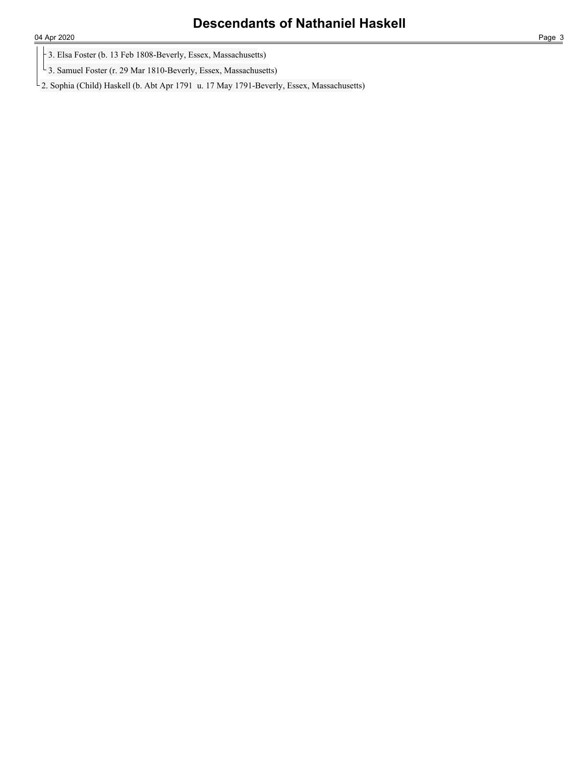- 3. Elsa Foster (b. 13 Feb 1808-Beverly, Essex, Massachusetts)
- 3. Samuel Foster (r. 29 Mar 1810-Beverly, Essex, Massachusetts)

2. Sophia (Child) Haskell (b. Abt Apr 1791 u. 17 May 1791-Beverly, Essex, Massachusetts)